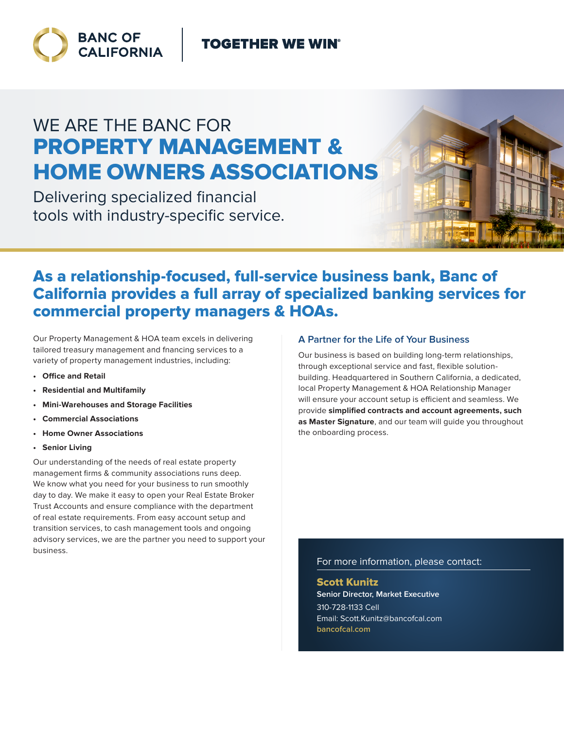BANC OF CALIFORNIA | TOGETHER WE WIN®

# WE ARE THE BANC FOR PROPERTY MANAGEMENT & HOME OWNERS ASSOCIATIONS

Delivering specialized financial tools with industry-specific service.

## As a relationship-focused, full-service business bank, Banc of California provides a full array of specialized banking services for commercial property managers & HOAs.

Our Property Management & HOA team excels in delivering tailored treasury management and fnancing services to a variety of property management industries, including:

- **Office and Retail**
- **Residential and Multifamily**
- **Mini-Warehouses and Storage Facilities**
- **Commercial Associations**
- **Home Owner Associations**
- **Senior Living**

Our understanding of the needs of real estate property management firms & community associations runs deep. We know what you need for your business to run smoothly day to day. We make it easy to open your Real Estate Broker Trust Accounts and ensure compliance with the department of real estate requirements. From easy account setup and transition services, to cash management tools and ongoing advisory services, we are the partner you need to support your business.

### A Partner for the Life of Your Business

Our business is based on building long-term relationships, through exceptional service and fast, flexible solution-building. Headquartered in Southern California, a dedicated, local Property Management & HOA Relationship Manager will ensure your account setup is efficient and seamless. We provide **simplified contracts and account agreements, such as Master Signature**, and our team will guide you throughout the onboarding process.

For more information, please contact:

**Scott Kunitz**
**Senior Director, Market Executive**
310-728-1133 Cell
Email: Scott.Kunitz@bancofcal.com
bancofcal.com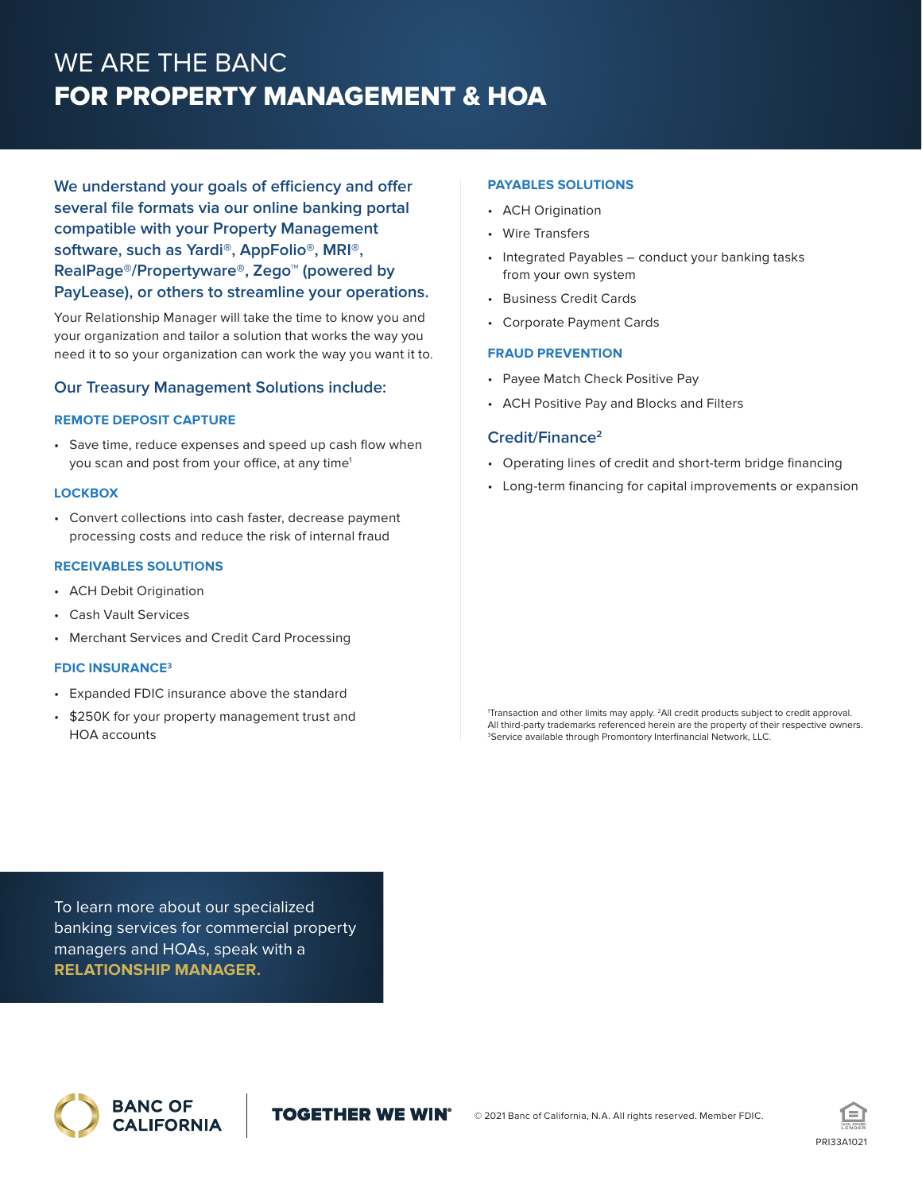# WE ARE THE BANC
# FOR PROPERTY MANAGEMENT & HOA

**We understand your goals of efficiency and offer several file formats via our online banking portal compatible with your Property Management software, such as Yardi®, AppFolio®, MRI®, RealPage®/Propertyware®, Zego™ (powered by PayLease), or others to streamline your operations.**

Your Relationship Manager will take the time to know you and your organization and tailor a solution that works the way you need it to so your organization can work the way you want it to.

## Our Treasury Management Solutions include:

### REMOTE DEPOSIT CAPTURE

- Save time, reduce expenses and speed up cash flow when you scan and post from your office, at any time[1]

### LOCKBOX

- Convert collections into cash faster, decrease payment processing costs and reduce the risk of internal fraud

### RECEIVABLES SOLUTIONS

- ACH Debit Origination
- Cash Vault Services
- Merchant Services and Credit Card Processing

### FDIC INSURANCE[3]

- Expanded FDIC insurance above the standard
- $250K for your property management trust and HOA accounts

### PAYABLES SOLUTIONS

- ACH Origination
- Wire Transfers
- Integrated Payables – conduct your banking tasks from your own system
- Business Credit Cards
- Corporate Payment Cards

### FRAUD PREVENTION

- Payee Match Check Positive Pay
- ACH Positive Pay and Blocks and Filters

### Credit/Finance[2]

- Operating lines of credit and short-term bridge financing
- Long-term financing for capital improvements or expansion

[1]Transaction and other limits may apply. [2]All credit products subject to credit approval. All third-party trademarks referenced herein are the property of their respective owners. [3]Service available through Promontory Interfinancial Network, LLC.

To learn more about our specialized banking services for commercial property managers and HOAs, speak with a **RELATIONSHIP MANAGER.**

BANC OF CALIFORNIA

TOGETHER WE WIN®

© 2021 Banc of California, N.A. All rights reserved. Member FDIC.

PRI33A1021